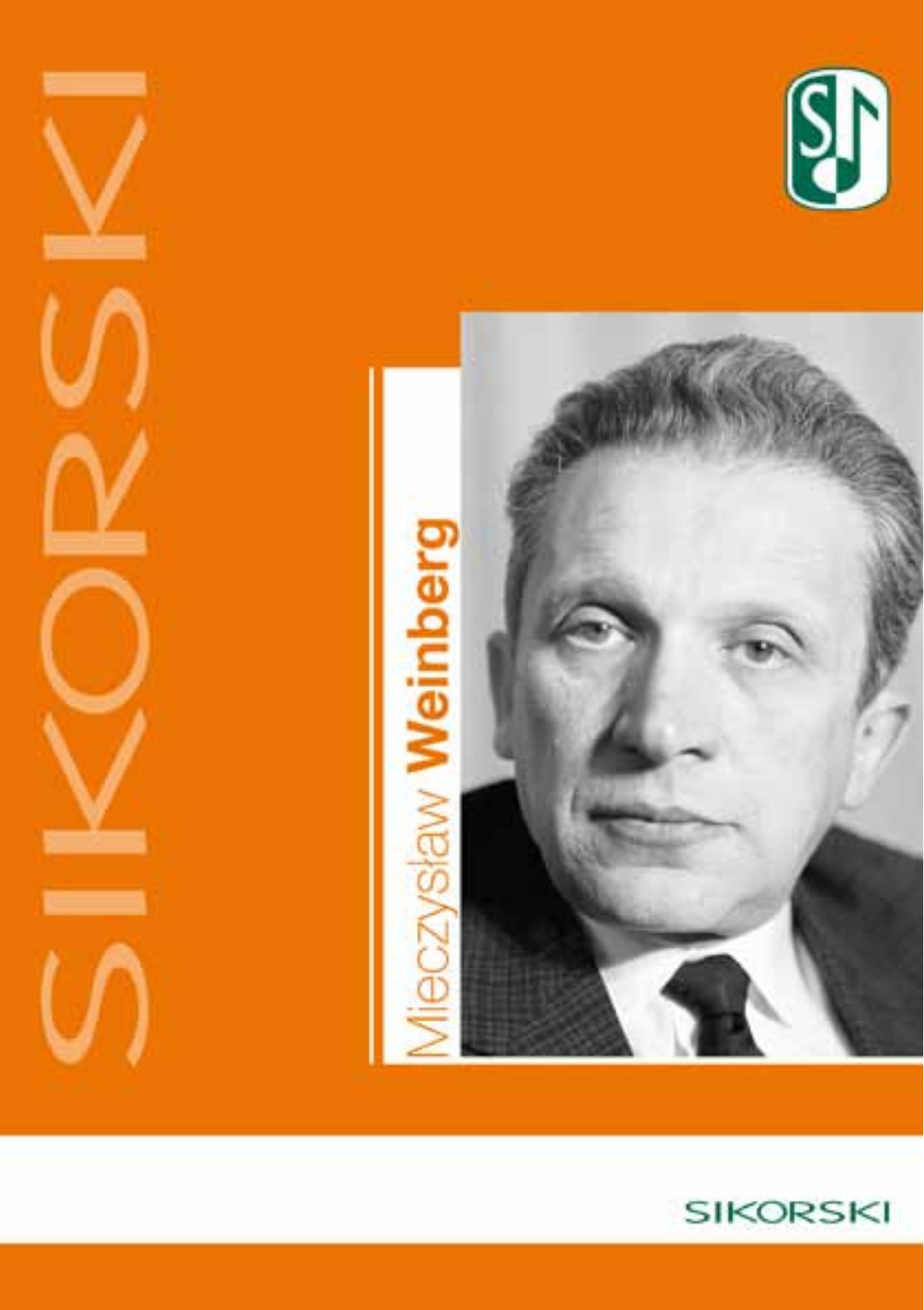# Mieczysław Weinberg

SIKORSKI

SIKORSKI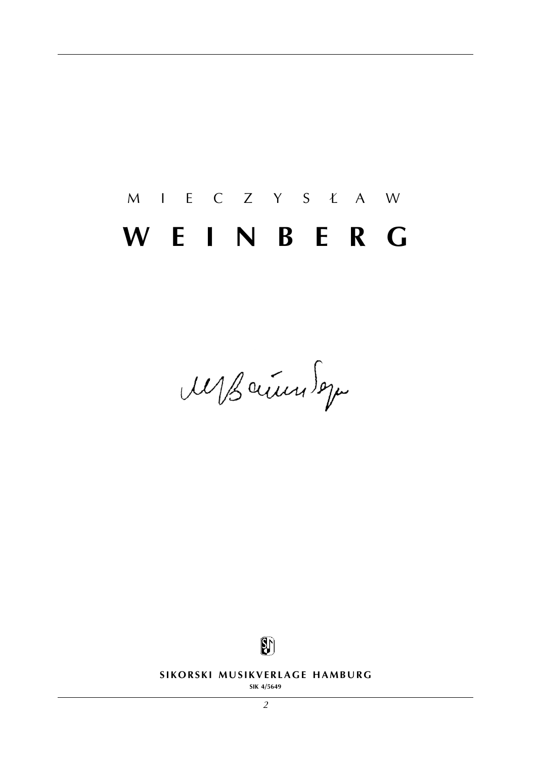M I E C Z Y S Ł A W

# W E I N B E R G

**SIKORSKI MUSIKVERLAGE HAMBURG**

SIK 4/5649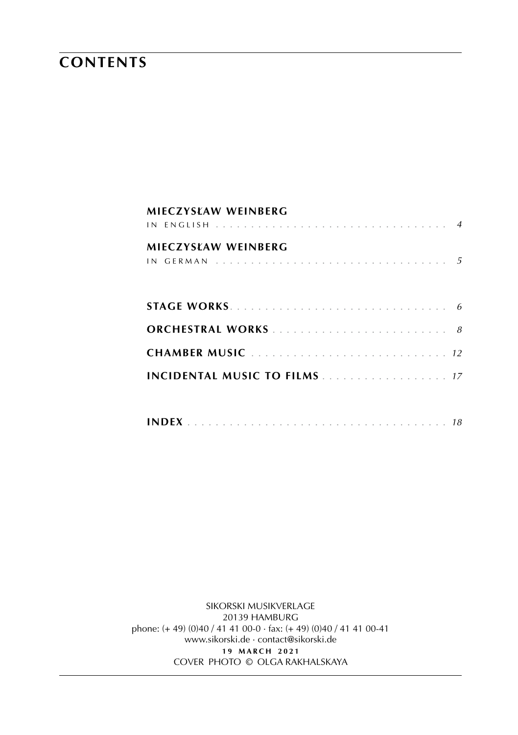# CONTENTS

**MIECZYSŁAW WEINBERG**
IN ENGLISH . . . . . . . . . . . . . . . . . . . . . . . . . . . . . . . . . *4*

**MIECZYSŁAW WEINBERG**
IN GERMAN . . . . . . . . . . . . . . . . . . . . . . . . . . . . . . . . . *5*

**STAGE WORKS** . . . . . . . . . . . . . . . . . . . . . . . . . . . . . . *6*

**ORCHESTRAL WORKS** . . . . . . . . . . . . . . . . . . . . . . . . . *8*

**CHAMBER MUSIC** . . . . . . . . . . . . . . . . . . . . . . . . . . . *12*

**INCIDENTAL MUSIC TO FILMS** . . . . . . . . . . . . . . . . . . *17*

**INDEX** . . . . . . . . . . . . . . . . . . . . . . . . . . . . . . . . . . . *18*

SIKORSKI MUSIKVERLAGE
20139 HAMBURG
phone: (+ 49) (0)40 / 41 41 00-0 · fax: (+ 49) (0)40 / 41 41 00-41
www.sikorski.de · contact@sikorski.de
**19 MARCH 2021**
COVER PHOTO © OLGA RAKHALSKAYA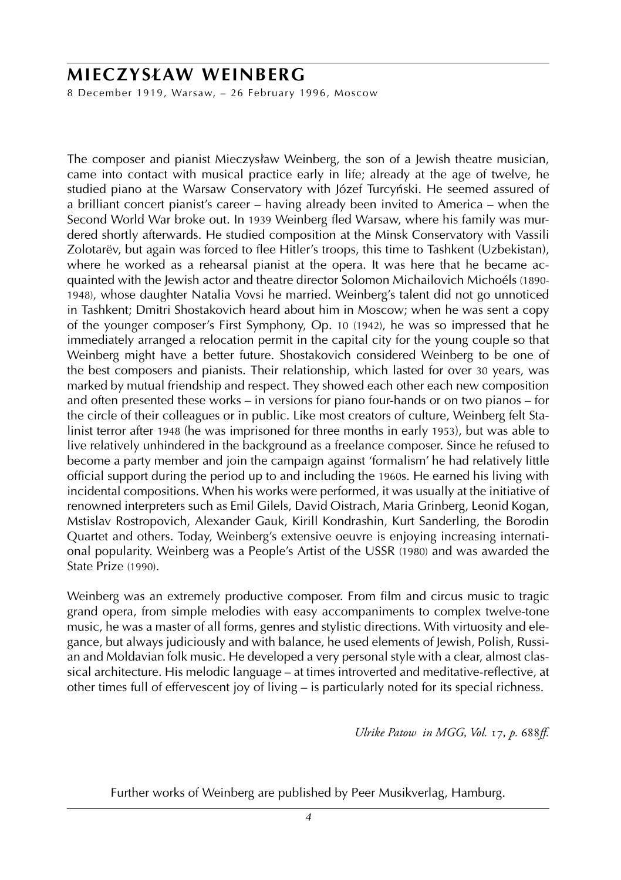# MIECZYSŁAW WEINBERG

8 December 1919, Warsaw, – 26 February 1996, Moscow

The composer and pianist Mieczysław Weinberg, the son of a Jewish theatre musician, came into contact with musical practice early in life; already at the age of twelve, he studied piano at the Warsaw Conservatory with Józef Turczyński. He seemed assured of a brilliant concert pianist's career – having already been invited to America – when the Second World War broke out. In 1939 Weinberg fled Warsaw, where his family was murdered shortly afterwards. He studied composition at the Minsk Conservatory with Vassili Zolotarëv, but again was forced to flee Hitler's troops, this time to Tashkent (Uzbekistan), where he worked as a rehearsal pianist at the opera. It was here that he became acquainted with the Jewish actor and theatre director Solomon Michailovich Michoéls (1890-1948), whose daughter Natalia Vovsi he married. Weinberg's talent did not go unnoticed in Tashkent; Dmitri Shostakovich heard about him in Moscow; when he was sent a copy of the younger composer's First Symphony, Op. 10 (1942), he was so impressed that he immediately arranged a relocation permit in the capital city for the young couple so that Weinberg might have a better future. Shostakovich considered Weinberg to be one of the best composers and pianists. Their relationship, which lasted for over 30 years, was marked by mutual friendship and respect. They showed each other each new composition and often presented these works – in versions for piano four-hands or on two pianos – for the circle of their colleagues or in public. Like most creators of culture, Weinberg felt Stalinist terror after 1948 (he was imprisoned for three months in early 1953), but was able to live relatively unhindered in the background as a freelance composer. Since he refused to become a party member and join the campaign against 'formalism' he had relatively little official support during the period up to and including the 1960s. He earned his living with incidental compositions. When his works were performed, it was usually at the initiative of renowned interpreters such as Emil Gilels, David Oistrach, Maria Grinberg, Leonid Kogan, Mstislav Rostropovich, Alexander Gauk, Kirill Kondrashin, Kurt Sanderling, the Borodin Quartet and others. Today, Weinberg's extensive oeuvre is enjoying increasing international popularity. Weinberg was a People's Artist of the USSR (1980) and was awarded the State Prize (1990).

Weinberg was an extremely productive composer. From film and circus music to tragic grand opera, from simple melodies with easy accompaniments to complex twelve-tone music, he was a master of all forms, genres and stylistic directions. With virtuosity and elegance, but always judiciously and with balance, he used elements of Jewish, Polish, Russian and Moldavian folk music. He developed a very personal style with a clear, almost classical architecture. His melodic language – at times introverted and meditative-reflective, at other times full of effervescent joy of living – is particularly noted for its special richness.

*Ulrike Patow in MGG, Vol. 17, p. 688ff.*

Further works of Weinberg are published by Peer Musikverlag, Hamburg.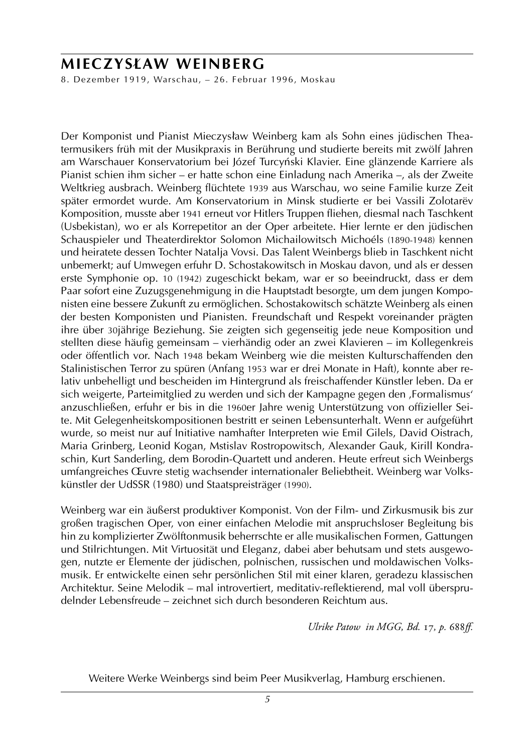# MIECZYSŁAW WEINBERG

8. Dezember 1919, Warschau, – 26. Februar 1996, Moskau

Der Komponist und Pianist Mieczysław Weinberg kam als Sohn eines jüdischen Theatermusikers früh mit der Musikpraxis in Berührung und studierte bereits mit zwölf Jahren am Warschauer Konservatorium bei Józef Turczyński Klavier. Eine glänzende Karriere als Pianist schien ihm sicher – er hatte schon eine Einladung nach Amerika –, als der Zweite Weltkrieg ausbrach. Weinberg flüchtete 1939 aus Warschau, wo seine Familie kurze Zeit später ermordet wurde. Am Konservatorium in Minsk studierte er bei Vassili Zolotarëv Komposition, musste aber 1941 erneut vor Hitlers Truppen fliehen, diesmal nach Taschkent (Usbekistan), wo er als Korrepetitor an der Oper arbeitete. Hier lernte er den jüdischen Schauspieler und Theaterdirektor Solomon Michailowitsch Michoéls (1890-1948) kennen und heiratete dessen Tochter Natalja Vovsi. Das Talent Weinbergs blieb in Taschkent nicht unbemerkt; auf Umwegen erfuhr D. Schostakowitsch in Moskau davon, und als er dessen erste Symphonie op. 10 (1942) zugeschickt bekam, war er so beeindruckt, dass er dem Paar sofort eine Zuzugsgenehmigung in die Hauptstadt besorgte, um dem jungen Komponisten eine bessere Zukunft zu ermöglichen. Schostakowitsch schätzte Weinberg als einen der besten Komponisten und Pianisten. Freundschaft und Respekt voreinander prägten ihre über 30jährige Beziehung. Sie zeigten sich gegenseitig jede neue Komposition und stellten diese häufig gemeinsam – vierhändig oder an zwei Klavieren – im Kollegenkreis oder öffentlich vor. Nach 1948 bekam Weinberg wie die meisten Kulturschaffenden den Stalinistischen Terror zu spüren (Anfang 1953 war er drei Monate in Haft), konnte aber relativ unbehelligt und bescheiden im Hintergrund als freischaffender Künstler leben. Da er sich weigerte, Parteimitglied zu werden und sich der Kampagne gegen den ‚Formalismus' anzuschließen, erfuhr er bis in die 1960er Jahre wenig Unterstützung von offizieller Seite. Mit Gelegenheitskompositionen bestritt er seinen Lebensunterhalt. Wenn er aufgeführt wurde, so meist nur auf Initiative namhafter Interpreten wie Emil Gilels, David Oistrach, Maria Grinberg, Leonid Kogan, Mstislav Rostropowitsch, Alexander Gauk, Kirill Kondraschin, Kurt Sanderling, dem Borodin-Quartett und anderen. Heute erfreut sich Weinbergs umfangreiches Œuvre stetig wachsender internationaler Beliebtheit. Weinberg war Volkskünstler der UdSSR (1980) und Staatspreisträger (1990).

Weinberg war ein äußerst produktiver Komponist. Von der Film- und Zirkusmusik bis zur großen tragischen Oper, von einer einfachen Melodie mit anspruchsloser Begleitung bis hin zu komplizierter Zwölftonmusik beherrschte er alle musikalischen Formen, Gattungen und Stilrichtungen. Mit Virtuosität und Eleganz, dabei aber behutsam und stets ausgewogen, nutzte er Elemente der jüdischen, polnischen, russischen und moldawischen Volksmusik. Er entwickelte einen sehr persönlichen Stil mit einer klaren, geradezu klassischen Architektur. Seine Melodik – mal introvertiert, meditativ-reflektierend, mal voll übersprudelnder Lebensfreude – zeichnet sich durch besonderen Reichtum aus.

*Ulrike Patow in MGG, Bd. 17, p. 688ff.*

Weitere Werke Weinbergs sind beim Peer Musikverlag, Hamburg erschienen.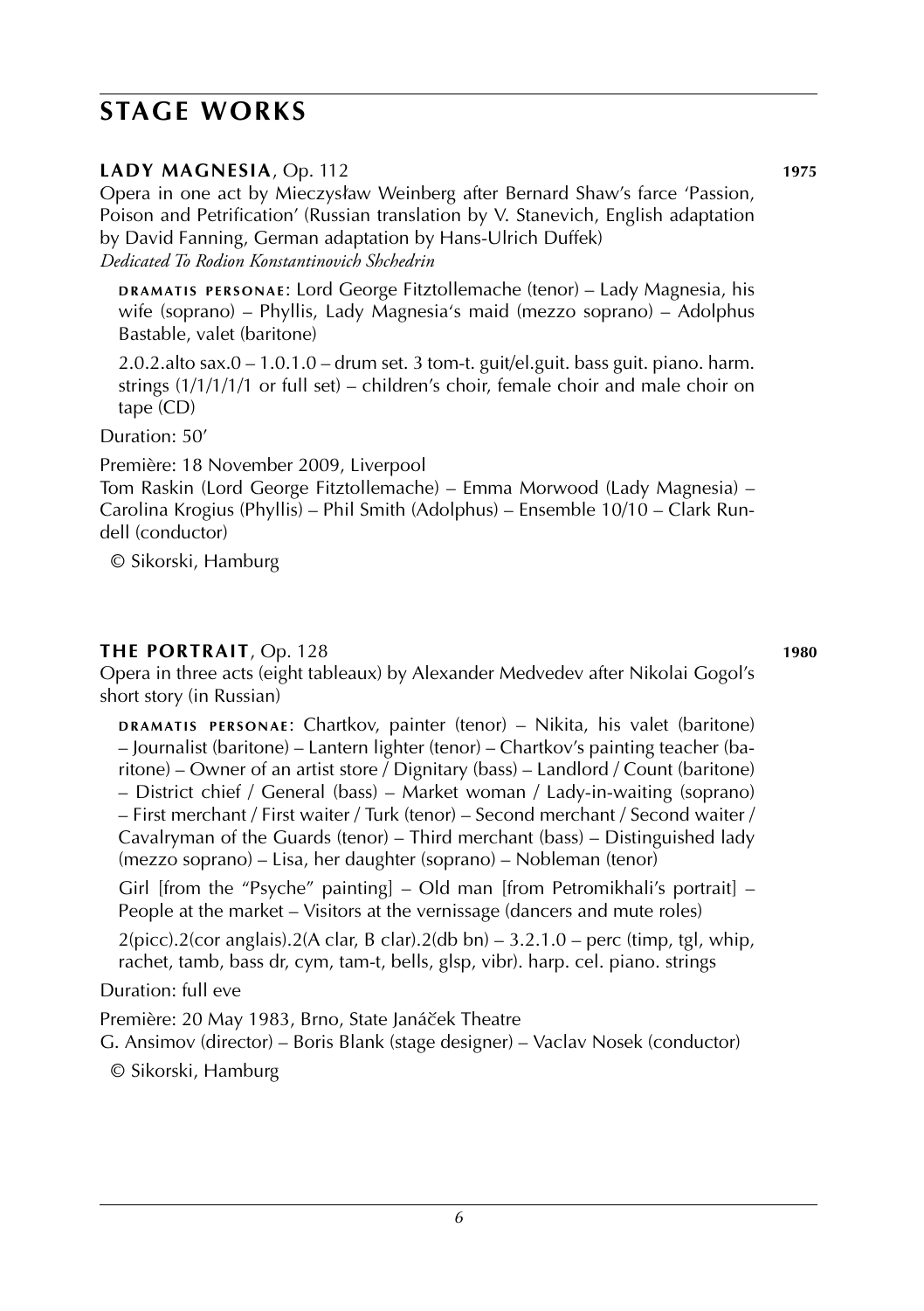# STAGE WORKS

### LADY MAGNESIA, Op. 112 — 1975

Opera in one act by Mieczysław Weinberg after Bernard Shaw's farce 'Passion, Poison and Petrification' (Russian translation by V. Stanevich, English adaptation by David Fanning, German adaptation by Hans-Ulrich Duffek)
*Dedicated To Rodion Konstantinovich Shchedrin*

**DRAMATIS PERSONAE**: Lord George Fitztollemache (tenor) – Lady Magnesia, his wife (soprano) – Phyllis, Lady Magnesia's maid (mezzo soprano) – Adolphus Bastable, valet (baritone)

2.0.2.alto sax.0 – 1.0.1.0 – drum set. 3 tom-t. guit/el.guit. bass guit. piano. harm. strings (1/1/1/1/1 or full set) – children's choir, female choir and male choir on tape (CD)

Duration: 50'

Première: 18 November 2009, Liverpool
Tom Raskin (Lord George Fitztollemache) – Emma Morwood (Lady Magnesia) – Carolina Krogius (Phyllis) – Phil Smith (Adolphus) – Ensemble 10/10 – Clark Rundell (conductor)

© Sikorski, Hamburg

### THE PORTRAIT, Op. 128 — 1980

Opera in three acts (eight tableaux) by Alexander Medvedev after Nikolai Gogol's short story (in Russian)

**DRAMATIS PERSONAE**: Chartkov, painter (tenor) – Nikita, his valet (baritone) – Journalist (baritone) – Lantern lighter (tenor) – Chartkov's painting teacher (baritone) – Owner of an artist store / Dignitary (bass) – Landlord / Count (baritone) – District chief / General (bass) – Market woman / Lady-in-waiting (soprano) – First merchant / First waiter / Turk (tenor) – Second merchant / Second waiter / Cavalryman of the Guards (tenor) – Third merchant (bass) – Distinguished lady (mezzo soprano) – Lisa, her daughter (soprano) – Nobleman (tenor)

Girl [from the "Psyche" painting] – Old man [from Petromikhali's portrait] – People at the market – Visitors at the vernissage (dancers and mute roles)

2(picc).2(cor anglais).2(A clar, B clar).2(db bn) – 3.2.1.0 – perc (timp, tgl, whip, rachet, tamb, bass dr, cym, tam-t, bells, glsp, vibr). harp. cel. piano. strings

Duration: full eve

Première: 20 May 1983, Brno, State Janáček Theatre
G. Ansimov (director) – Boris Blank (stage designer) – Vaclav Nosek (conductor)

© Sikorski, Hamburg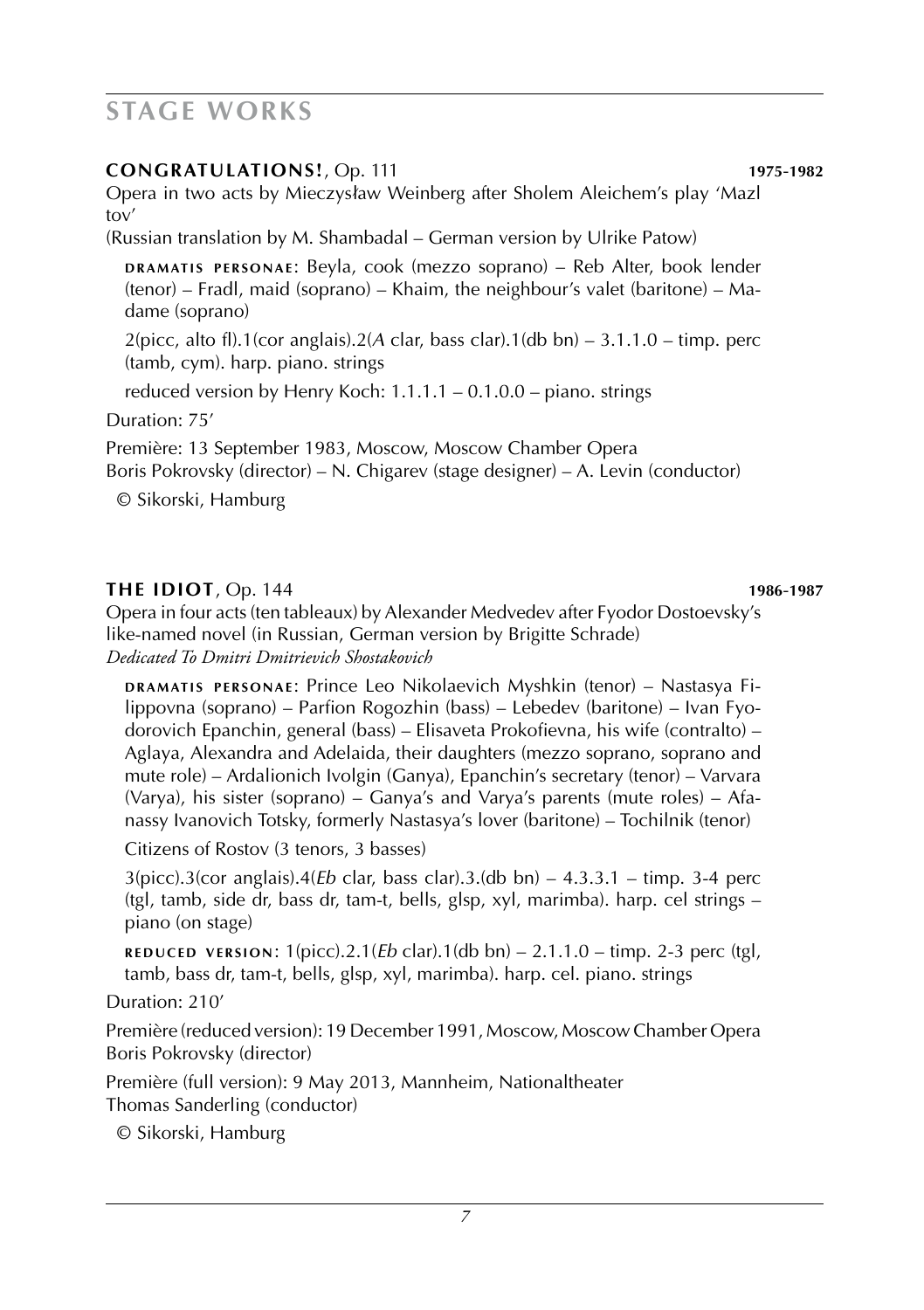# STAGE WORKS

**CONGRATULATIONS!**, Op. 111 **1975-1982**

Opera in two acts by Mieczysław Weinberg after Sholem Aleichem's play 'Mazl tov'

(Russian translation by M. Shambadal – German version by Ulrike Patow)

**DRAMATIS PERSONAE**: Beyla, cook (mezzo soprano) – Reb Alter, book lender (tenor) – Fradl, maid (soprano) – Khaim, the neighbour's valet (baritone) – Madame (soprano)

2(picc, alto fl).1(cor anglais).2(*A* clar, bass clar).1(db bn) – 3.1.1.0 – timp. perc (tamb, cym). harp. piano. strings

reduced version by Henry Koch: 1.1.1.1 – 0.1.0.0 – piano. strings

Duration: 75'

Première: 13 September 1983, Moscow, Moscow Chamber Opera
Boris Pokrovsky (director) – N. Chigarev (stage designer) – A. Levin (conductor)

© Sikorski, Hamburg

**THE IDIOT**, Op. 144 **1986-1987**

Opera in four acts (ten tableaux) by Alexander Medvedev after Fyodor Dostoevsky's like-named novel (in Russian, German version by Brigitte Schrade)
*Dedicated To Dmitri Dmitrievich Shostakovich*

**DRAMATIS PERSONAE**: Prince Leo Nikolaevich Myshkin (tenor) – Nastasya Filippovna (soprano) – Parfion Rogozhin (bass) – Lebedev (baritone) – Ivan Fyodorovich Epanchin, general (bass) – Elisaveta Prokofievna, his wife (contralto) – Aglaya, Alexandra and Adelaida, their daughters (mezzo soprano, soprano and mute role) – Ardalionich Ivolgin (Ganya), Epanchin's secretary (tenor) – Varvara (Varya), his sister (soprano) – Ganya's and Varya's parents (mute roles) – Afanassy Ivanovich Totsky, formerly Nastasya's lover (baritone) – Tochilnik (tenor)

Citizens of Rostov (3 tenors, 3 basses)

3(picc).3(cor anglais).4(*Eb* clar, bass clar).3.(db bn) – 4.3.3.1 – timp. 3-4 perc (tgl, tamb, side dr, bass dr, tam-t, bells, glsp, xyl, marimba). harp. cel strings – piano (on stage)

**REDUCED VERSION**: 1(picc).2.1(*Eb* clar).1(db bn) – 2.1.1.0 – timp. 2-3 perc (tgl, tamb, bass dr, tam-t, bells, glsp, xyl, marimba). harp. cel. piano. strings

Duration: 210'

Première (reduced version): 19 December 1991, Moscow, Moscow Chamber Opera
Boris Pokrovsky (director)

Première (full version): 9 May 2013, Mannheim, Nationaltheater
Thomas Sanderling (conductor)

© Sikorski, Hamburg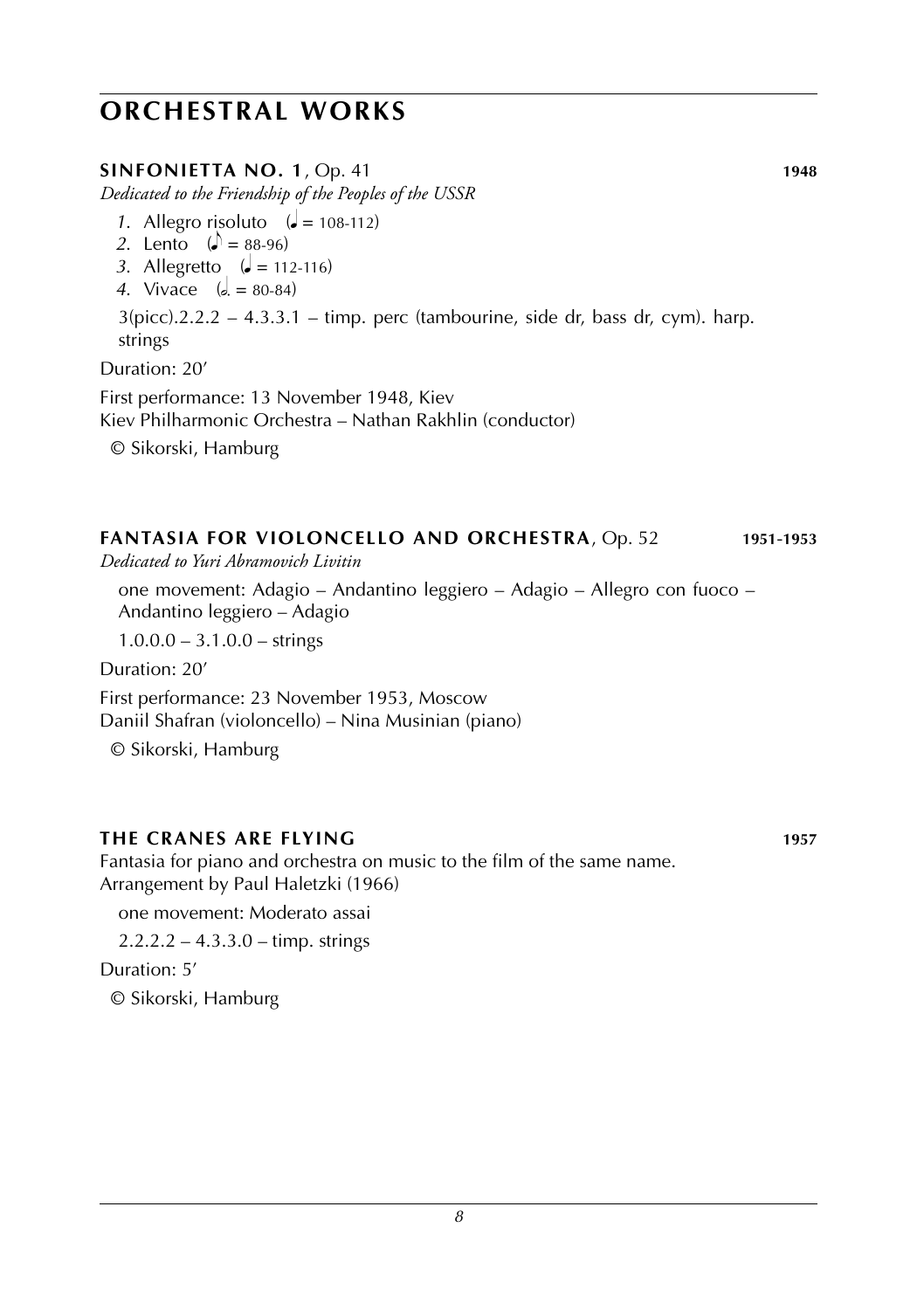# ORCHESTRAL WORKS

## SINFONIETTA NO. 1, Op. 41 — 1948

*Dedicated to the Friendship of the Peoples of the USSR*

1. Allegro risoluto (♩ = 108-112)
2. Lento (♪ = 88-96)
3. Allegretto (♩ = 112-116)
4. Vivace (𝅗𝅥. = 80-84)

3(picc).2.2.2 – 4.3.3.1 – timp. perc (tambourine, side dr, bass dr, cym). harp. strings

Duration: 20′

First performance: 13 November 1948, Kiev
Kiev Philharmonic Orchestra – Nathan Rakhlin (conductor)

© Sikorski, Hamburg

## FANTASIA FOR VIOLONCELLO AND ORCHESTRA, Op. 52 — 1951-1953

*Dedicated to Yuri Abramovich Livitin*

one movement: Adagio – Andantino leggiero – Adagio – Allegro con fuoco – Andantino leggiero – Adagio

1.0.0.0 – 3.1.0.0 – strings

Duration: 20′

First performance: 23 November 1953, Moscow
Daniil Shafran (violoncello) – Nina Musinian (piano)

© Sikorski, Hamburg

## THE CRANES ARE FLYING — 1957

Fantasia for piano and orchestra on music to the film of the same name.
Arrangement by Paul Haletzki (1966)

one movement: Moderato assai

2.2.2.2 – 4.3.3.0 – timp. strings

Duration: 5′

© Sikorski, Hamburg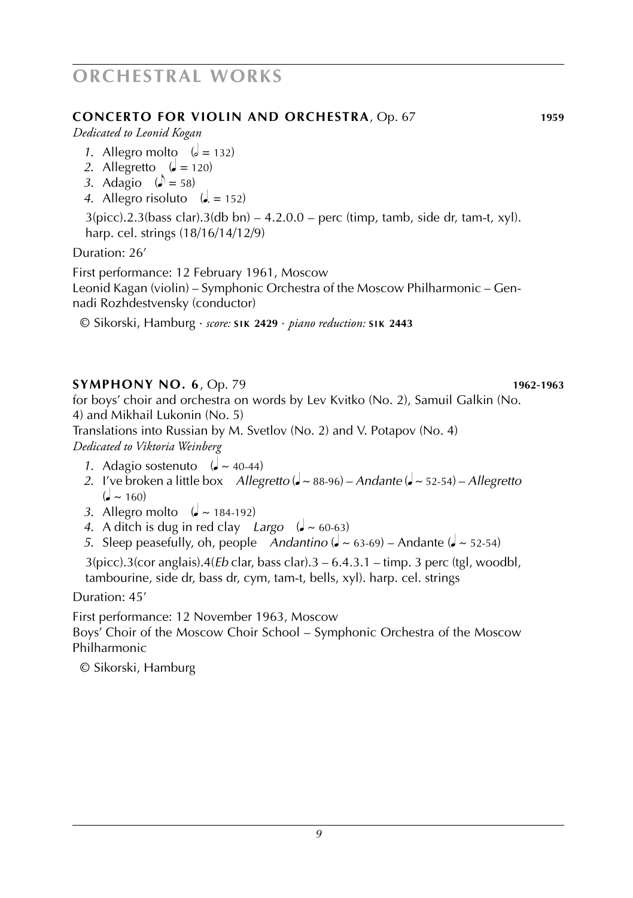# ORCHESTRAL WORKS

## CONCERTO FOR VIOLIN AND ORCHESTRA, Op. 67 — 1959

*Dedicated to Leonid Kogan*

1. Allegro molto (𝅗𝅥 = 132)
2. Allegretto (♩ = 120)
3. Adagio (♪ = 58)
4. Allegro risoluto (♩. = 152)

3(picc).2.3(bass clar).3(db bn) – 4.2.0.0 – perc (timp, tamb, side dr, tam-t, xyl). harp. cel. strings (18/16/14/12/9)

Duration: 26'

First performance: 12 February 1961, Moscow
Leonid Kagan (violin) – Symphonic Orchestra of the Moscow Philharmonic – Gennadi Rozhdestvensky (conductor)

© Sikorski, Hamburg · *score:* **SIK 2429** · *piano reduction:* **SIK 2443**

## SYMPHONY NO. 6, Op. 79 — 1962-1963

for boys' choir and orchestra on words by Lev Kvitko (No. 2), Samuil Galkin (No. 4) and Mikhail Lukonin (No. 5)
Translations into Russian by M. Svetlov (No. 2) and V. Potapov (No. 4)
*Dedicated to Viktoria Weinberg*

1. Adagio sostenuto (♩ ~ 40-44)
2. I've broken a little box *Allegretto* (♩ ~ 88-96) – *Andante* (♩ ~ 52-54) – *Allegretto* (♩ ~ 160)
3. Allegro molto (♩ ~ 184-192)
4. A ditch is dug in red clay *Largo* (♩ ~ 60-63)
5. Sleep peasefully, oh, people *Andantino* (♩ ~ 63-69) – Andante (♩ ~ 52-54)

3(picc).3(cor anglais).4(*Eb* clar, bass clar).3 – 6.4.3.1 – timp. 3 perc (tgl, woodbl, tambourine, side dr, bass dr, cym, tam-t, bells, xyl). harp. cel. strings

Duration: 45'

First performance: 12 November 1963, Moscow
Boys' Choir of the Moscow Choir School – Symphonic Orchestra of the Moscow Philharmonic

© Sikorski, Hamburg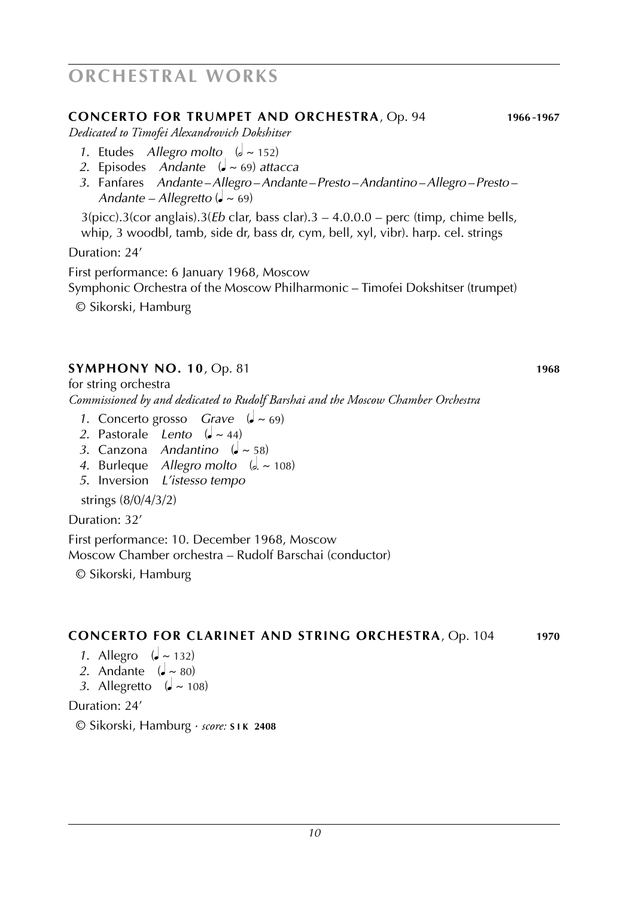# ORCHESTRAL WORKS

### **CONCERTO FOR TRUMPET AND ORCHESTRA**, Op. 94 **1966-1967**

*Dedicated to Timofei Alexandrovich Dokshitser*

*1.* Etudes *Allegro molto* (𝅗𝅥 ~ 152)
*2.* Episodes *Andante* (♩ ~ 69) *attacca*
*3.* Fanfares *Andante – Allegro – Andante – Presto – Andantino – Allegro – Presto – Andante – Allegretto* (♩ ~ 69)

3(picc).3(cor anglais).3(*Eb* clar, bass clar).3 – 4.0.0.0 – perc (timp, chime bells, whip, 3 woodbl, tamb, side dr, bass dr, cym, bell, xyl, vibr). harp. cel. strings

Duration: 24'

First performance: 6 January 1968, Moscow
Symphonic Orchestra of the Moscow Philharmonic – Timofei Dokshitser (trumpet)

© Sikorski, Hamburg

### **SYMPHONY NO. 10**, Op. 81 **1968**

for string orchestra
*Commissioned by and dedicated to Rudolf Barshai and the Moscow Chamber Orchestra*

*1.* Concerto grosso *Grave* (♩ ~ 69)
*2.* Pastorale *Lento* (♩ ~ 44)
*3.* Canzona *Andantino* (♩ ~ 58)
*4.* Burleque *Allegro molto* (𝅗𝅥. ~ 108)
*5.* Inversion *L'istesso tempo*

strings (8/0/4/3/2)

Duration: 32'

First performance: 10. December 1968, Moscow
Moscow Chamber orchestra – Rudolf Barschai (conductor)

© Sikorski, Hamburg

### **CONCERTO FOR CLARINET AND STRING ORCHESTRA**, Op. 104 **1970**

*1.* Allegro (♩ ~ 132)
*2.* Andante (♩ ~ 80)
*3.* Allegretto (♩ ~ 108)

Duration: 24'

© Sikorski, Hamburg · *score:* **SIK 2408**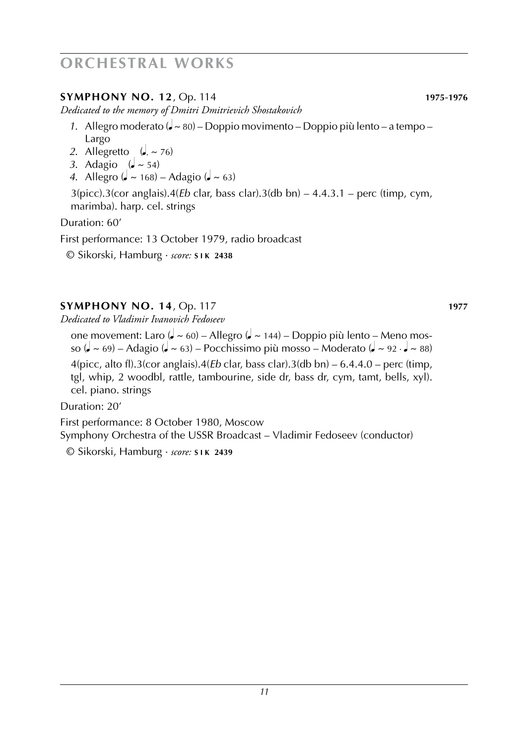# ORCHESTRAL WORKS

## **SYMPHONY NO. 12**, Op. 114 — **1975-1976**

*Dedicated to the memory of Dmitri Dmitrievich Shostakovich*

1. Allegro moderato (♩ ~ 80) – Doppio movimento – Doppio più lento – a tempo – Largo
2. Allegretto (♩. ~ 76)
3. Adagio (♩ ~ 54)
4. Allegro (♩ ~ 168) – Adagio (♩ ~ 63)

3(picc).3(cor anglais).4(*Eb* clar, bass clar).3(db bn) – 4.4.3.1 – perc (timp, cym, marimba). harp. cel. strings

Duration: 60'

First performance: 13 October 1979, radio broadcast

© Sikorski, Hamburg · *score:* **SIK 2438**

## **SYMPHONY NO. 14**, Op. 117 — **1977**

*Dedicated to Vladimir Ivanovich Fedoseev*

one movement: Laro (♩ ~ 60) – Allegro (♩ ~ 144) – Doppio più lento – Meno mosso (♩ ~ 69) – Adagio (♩ ~ 63) – Pocchissimo più mosso – Moderato (♩ ~ 92 · ♩ ~ 88)

4(picc, alto fl).3(cor anglais).4(*Eb* clar, bass clar).3(db bn) – 6.4.4.0 – perc (timp, tgl, whip, 2 woodbl, rattle, tambourine, side dr, bass dr, cym, tamt, bells, xyl). cel. piano. strings

Duration: 20'

First performance: 8 October 1980, Moscow
Symphony Orchestra of the USSR Broadcast – Vladimir Fedoseev (conductor)

© Sikorski, Hamburg · *score:* **SIK 2439**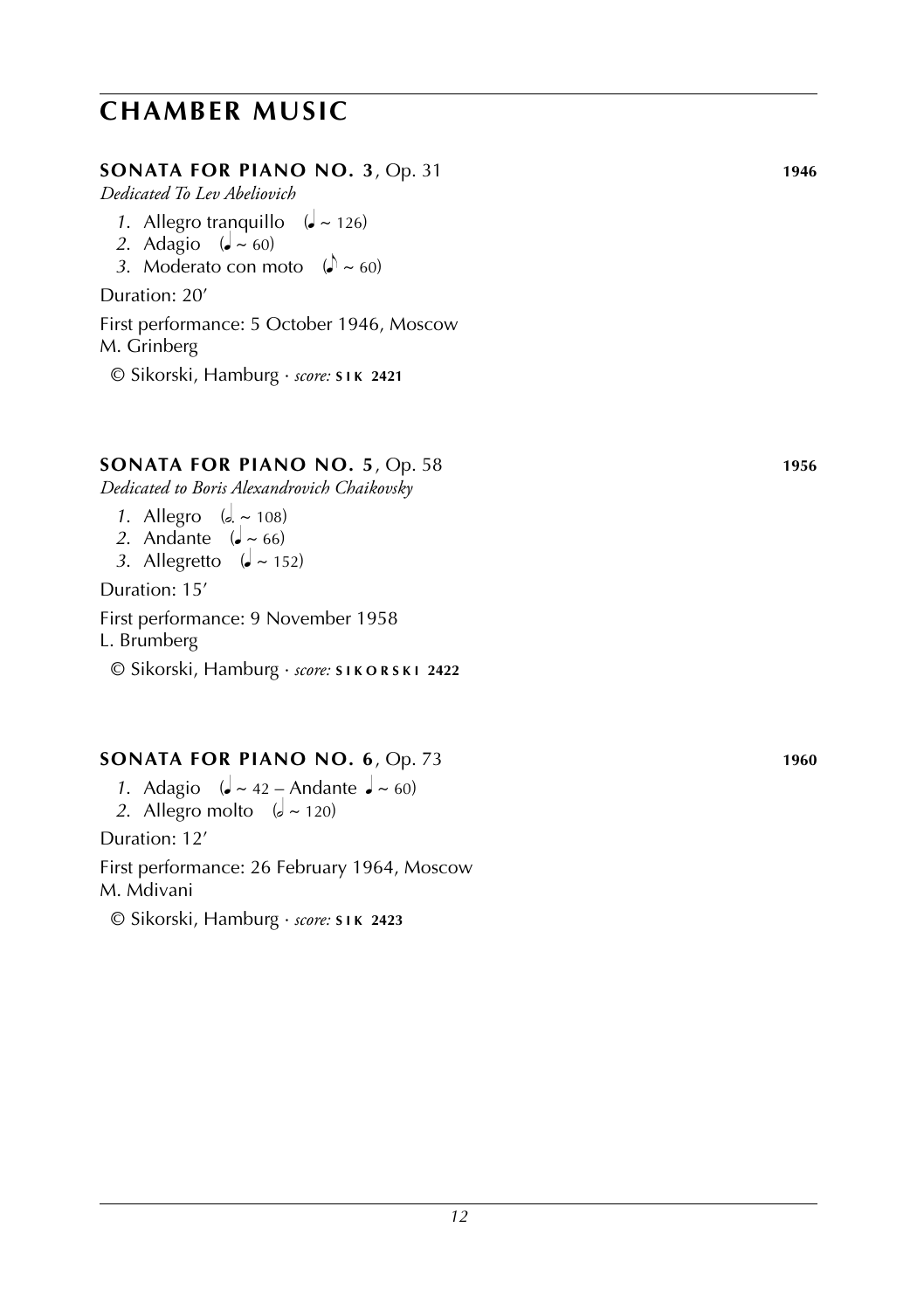# CHAMBER MUSIC

## SONATA FOR PIANO NO. 3, Op. 31 — 1946

*Dedicated To Lev Abeliovich*

1. Allegro tranquillo (♩ ~ 126)
2. Adagio (♩ ~ 60)
3. Moderato con moto (♪ ~ 60)

Duration: 20′

First performance: 5 October 1946, Moscow
M. Grinberg

© Sikorski, Hamburg · *score:* **SIK 2421**

## SONATA FOR PIANO NO. 5, Op. 58 — 1956

*Dedicated to Boris Alexandrovich Chaikovsky*

1. Allegro (𝅗𝅥. ~ 108)
2. Andante (♩ ~ 66)
3. Allegretto (♩ ~ 152)

Duration: 15′

First performance: 9 November 1958
L. Brumberg

© Sikorski, Hamburg · *score:* **SIKORSKI 2422**

## SONATA FOR PIANO NO. 6, Op. 73 — 1960

1. Adagio (♩ ~ 42 – Andante ♩ ~ 60)
2. Allegro molto (𝅗𝅥 ~ 120)

Duration: 12′

First performance: 26 February 1964, Moscow
M. Mdivani

© Sikorski, Hamburg · *score:* **SIK 2423**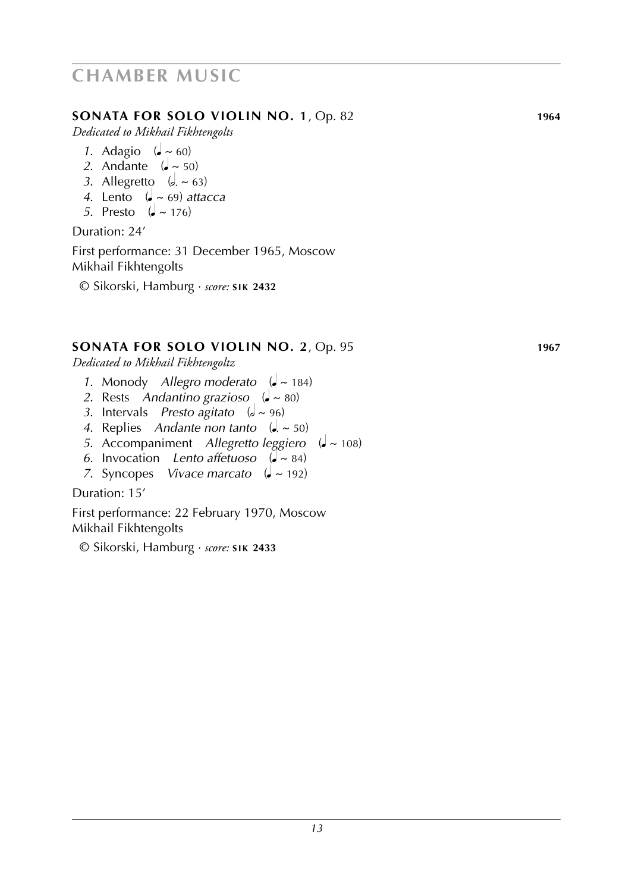# CHAMBER MUSIC

## SONATA FOR SOLO VIOLIN NO. 1, Op. 82 — 1964

*Dedicated to Mikhail Fikhtengolts*

1. Adagio (♩ ~ 60)
2. Andante (♩ ~ 50)
3. Allegretto (𝅗𝅥. ~ 63)
4. Lento (♩ ~ 69) *attacca*
5. Presto (♩ ~ 176)

Duration: 24′

First performance: 31 December 1965, Moscow
Mikhail Fikhtengolts

© Sikorski, Hamburg · *score:* **SIK 2432**

## SONATA FOR SOLO VIOLIN NO. 2, Op. 95 — 1967

*Dedicated to Mikhail Fikhtengoltz*

1. Monody *Allegro moderato* (♩ ~ 184)
2. Rests *Andantino grazioso* (♩ ~ 80)
3. Intervals *Presto agitato* (𝅗𝅥 ~ 96)
4. Replies *Andante non tanto* (♩. ~ 50)
5. Accompaniment *Allegretto leggiero* (♩ ~ 108)
6. Invocation *Lento affetuoso* (♩ ~ 84)
7. Syncopes *Vivace marcato* (♩ ~ 192)

Duration: 15′

First performance: 22 February 1970, Moscow
Mikhail Fikhtengolts

© Sikorski, Hamburg · *score:* **SIK 2433**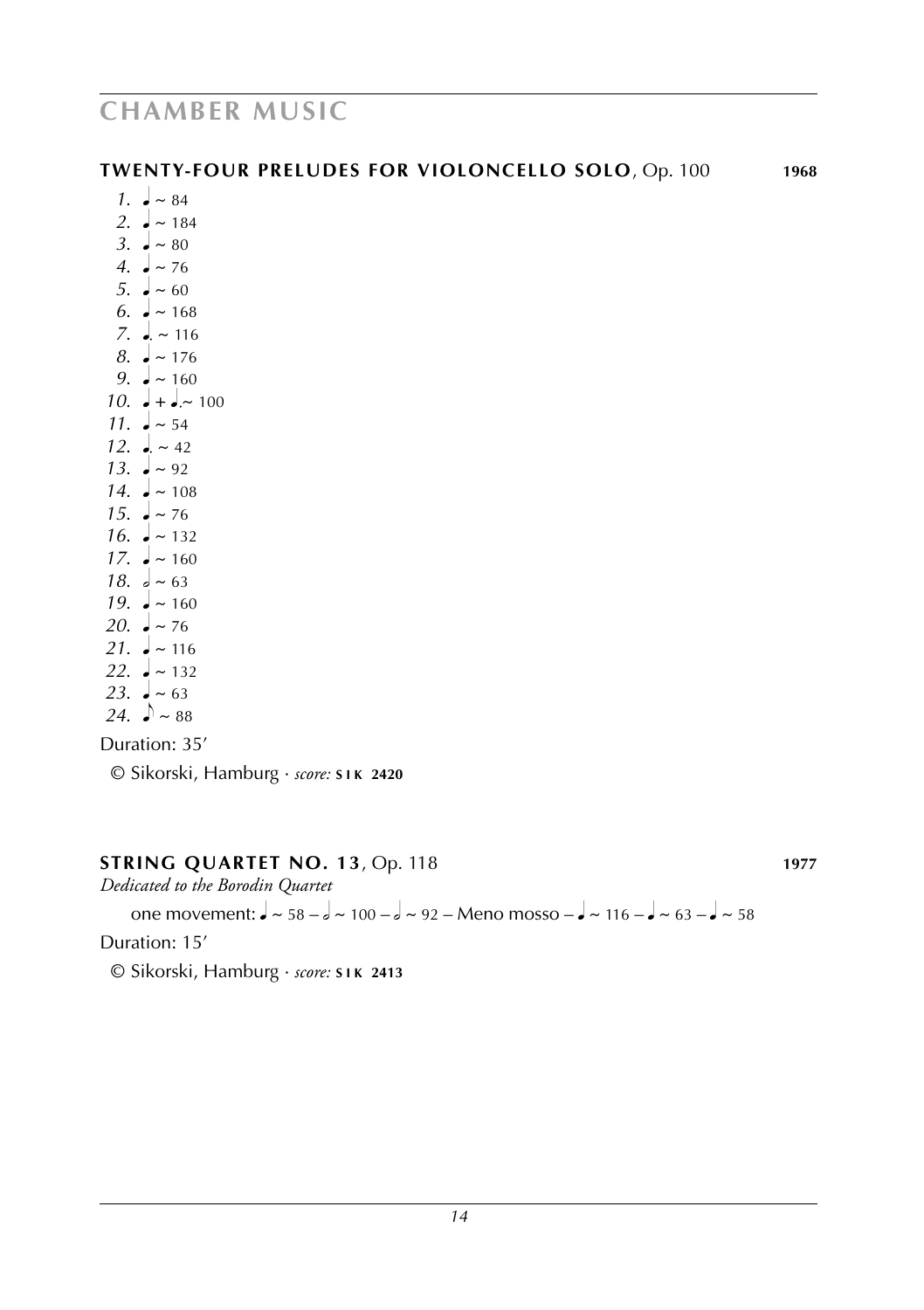# CHAMBER MUSIC

## TWENTY-FOUR PRELUDES FOR VIOLONCELLO SOLO, Op. 100 **1968**

*1.* ♩ ~ 84
*2.* ♩ ~ 184
*3.* ♩ ~ 80
*4.* ♩ ~ 76
*5.* ♩ ~ 60
*6.* ♩ ~ 168
*7.* ♩. ~ 116
*8.* ♩ ~ 176
*9.* ♩ ~ 160
*10.* ♩ + ♩.~ 100
*11.* ♩ ~ 54
*12.* ♩. ~ 42
*13.* ♩ ~ 92
*14.* ♩ ~ 108
*15.* ♩ ~ 76
*16.* ♩ ~ 132
*17.* ♩ ~ 160
*18.* 𝅗𝅥 ~ 63
*19.* ♩ ~ 160
*20.* ♩ ~ 76
*21.* ♩ ~ 116
*22.* ♩ ~ 132
*23.* ♩ ~ 63
*24.* ♪ ~ 88

Duration: 35′

© Sikorski, Hamburg · *score:* **SIK 2420**

## STRING QUARTET NO. 13, Op. 118 **1977**

*Dedicated to the Borodin Quartet*

one movement: ♩ ~ 58 – 𝅗𝅥 ~ 100 – 𝅗𝅥 ~ 92 – Meno mosso – ♩ ~ 116 – ♩ ~ 63 – ♩ ~ 58

Duration: 15′

© Sikorski, Hamburg · *score:* **SIK 2413**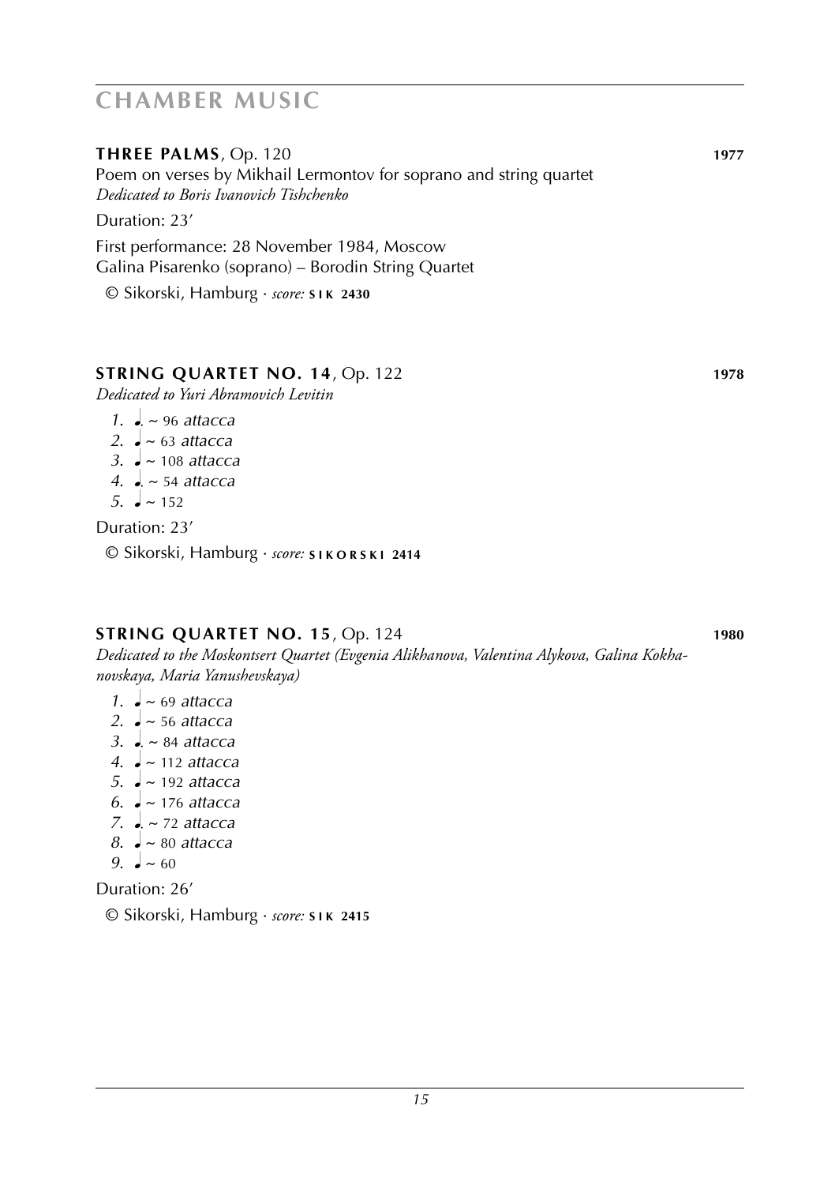# CHAMBER MUSIC

**THREE PALMS**, Op. 120 **1977**

Poem on verses by Mikhail Lermontov for soprano and string quartet
*Dedicated to Boris Ivanovich Tishchenko*

Duration: 23′

First performance: 28 November 1984, Moscow
Galina Pisarenko (soprano) – Borodin String Quartet

© Sikorski, Hamburg · *score:* **SIK 2430**

**STRING QUARTET NO. 14**, Op. 122 **1978**

*Dedicated to Yuri Abramovich Levitin*

1. ♩. ~ 96 *attacca*
2. ♩ ~ 63 *attacca*
3. ♩ ~ 108 *attacca*
4. ♩. ~ 54 *attacca*
5. ♩ ~ 152

Duration: 23′

© Sikorski, Hamburg · *score:* **SIKORSKI 2414**

**STRING QUARTET NO. 15**, Op. 124 **1980**

*Dedicated to the Moskontsert Quartet (Evgenia Alikhanova, Valentina Alykova, Galina Kokhanovskaya, Maria Yanushevskaya)*

1. ♩ ~ 69 *attacca*
2. ♩ ~ 56 *attacca*
3. ♩. ~ 84 *attacca*
4. ♩ ~ 112 *attacca*
5. ♩ ~ 192 *attacca*
6. ♩ ~ 176 *attacca*
7. ♩. ~ 72 *attacca*
8. ♩ ~ 80 *attacca*
9. ♩ ~ 60

Duration: 26′

© Sikorski, Hamburg · *score:* **SIK 2415**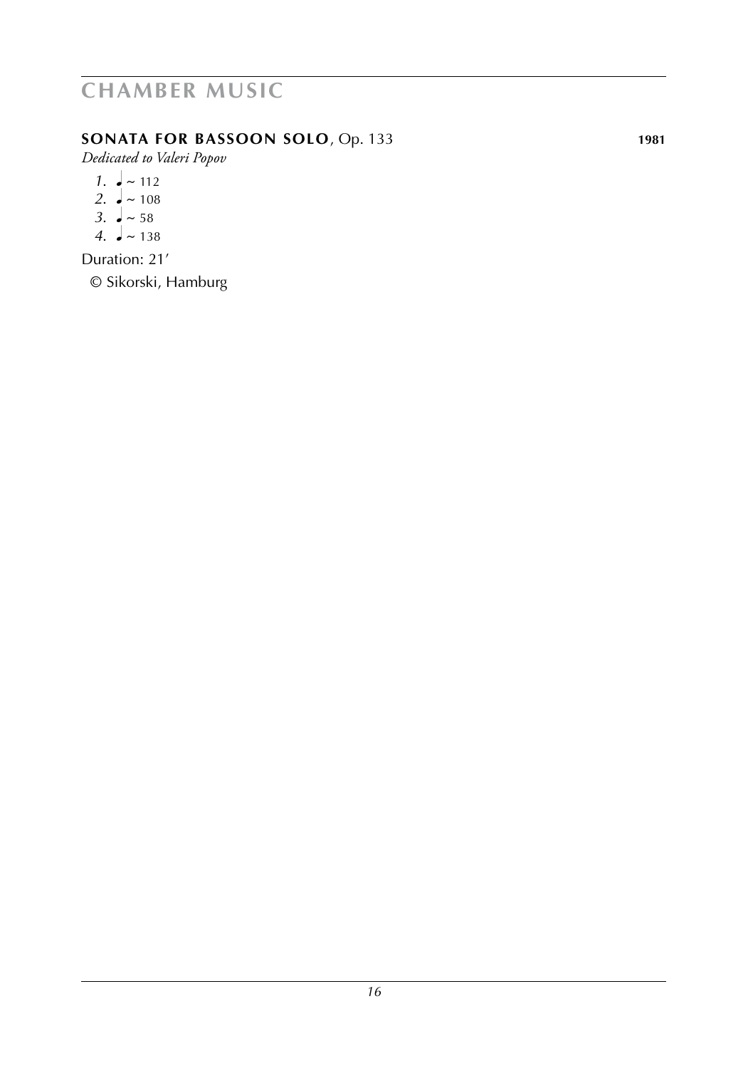**SONATA FOR BASSOON SOLO**, Op. 133 **1981**

*Dedicated to Valeri Popov*

*1.* ♩ ~ 112
*2.* ♩ ~ 108
*3.* ♩ ~ 58
*4.* ♩ ~ 138

Duration: 21′

© Sikorski, Hamburg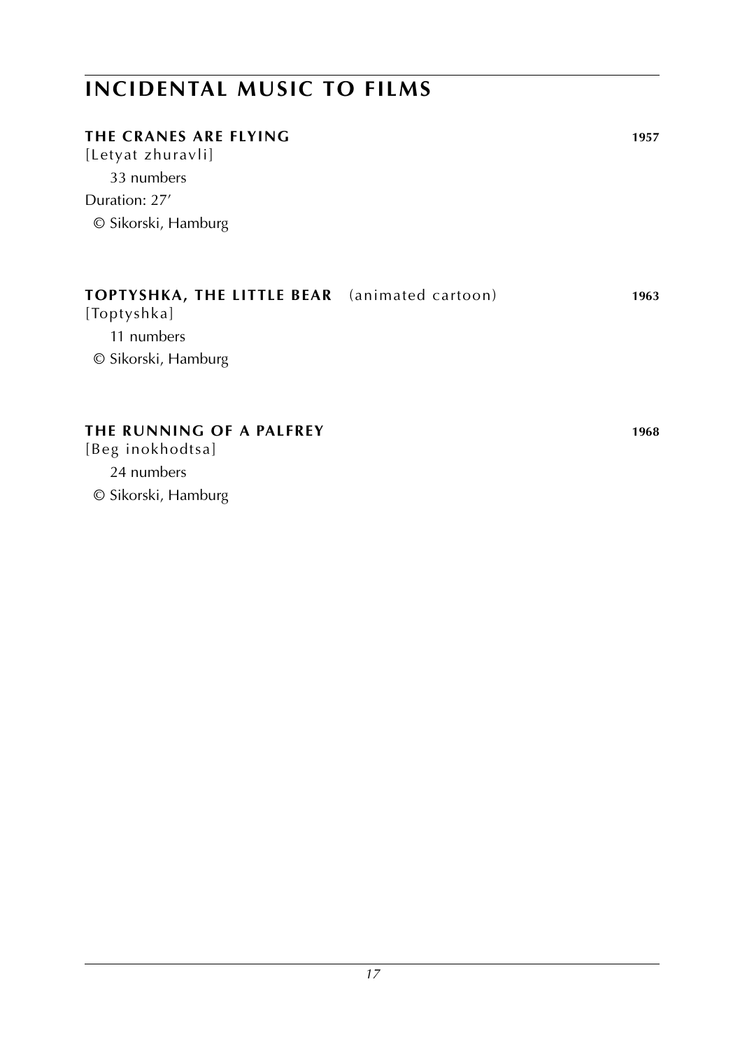# INCIDENTAL MUSIC TO FILMS

### THE CRANES ARE FLYING 1957

[Letyat zhuravli]

33 numbers

Duration: 27′

© Sikorski, Hamburg

### TOPTYSHKA, THE LITTLE BEAR (animated cartoon) 1963

[Toptyshka]

11 numbers

© Sikorski, Hamburg

### THE RUNNING OF A PALFREY 1968

[Beg inokhodtsa]

24 numbers

© Sikorski, Hamburg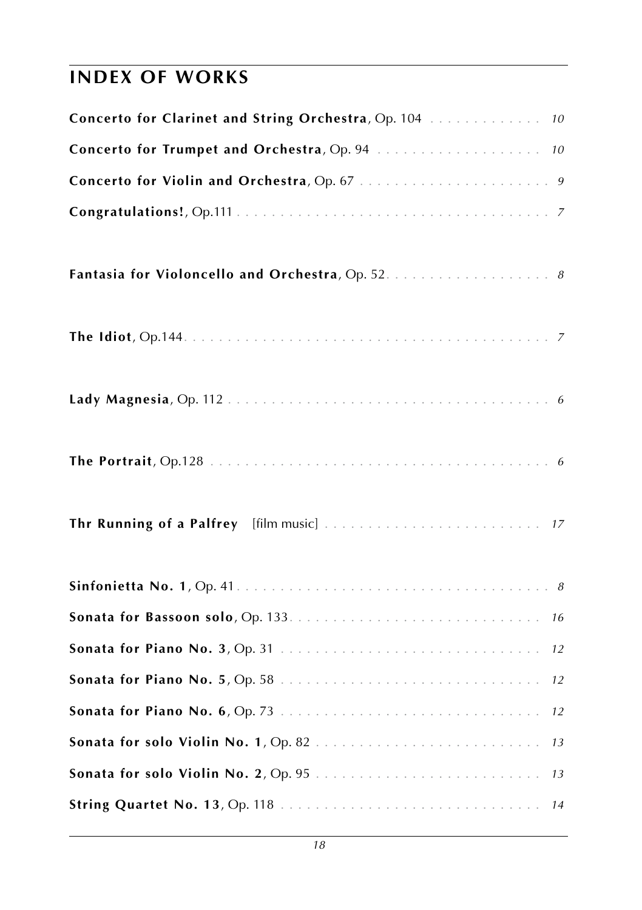## INDEX OF WORKS

**Concerto for Clarinet and String Orchestra**, Op. 104 . . . . . . . . . . . . . *10*

**Concerto for Trumpet and Orchestra**, Op. 94 . . . . . . . . . . . . . . . . . . . *10*

**Concerto for Violin and Orchestra**, Op. 67 . . . . . . . . . . . . . . . . . . . . . . *9*

**Congratulations!**, Op.111 . . . . . . . . . . . . . . . . . . . . . . . . . . . . . . . . . . . *7*

**Fantasia for Violoncello and Orchestra**, Op. 52. . . . . . . . . . . . . . . . . . . *8*

**The Idiot**, Op.144. . . . . . . . . . . . . . . . . . . . . . . . . . . . . . . . . . . . . . . . *7*

**Lady Magnesia**, Op. 112 . . . . . . . . . . . . . . . . . . . . . . . . . . . . . . . . . . . *6*

**The Portrait**, Op.128 . . . . . . . . . . . . . . . . . . . . . . . . . . . . . . . . . . . . . . *6*

**Thr Running of a Palfrey** [film music] . . . . . . . . . . . . . . . . . . . . . . . . . *17*

**Sinfonietta No. 1**, Op. 41. . . . . . . . . . . . . . . . . . . . . . . . . . . . . . . . . . . *8*

**Sonata for Bassoon solo**, Op. 133. . . . . . . . . . . . . . . . . . . . . . . . . . . . *16*

**Sonata for Piano No. 3**, Op. 31 . . . . . . . . . . . . . . . . . . . . . . . . . . . . . *12*

**Sonata for Piano No. 5**, Op. 58 . . . . . . . . . . . . . . . . . . . . . . . . . . . . . *12*

**Sonata for Piano No. 6**, Op. 73 . . . . . . . . . . . . . . . . . . . . . . . . . . . . . *12*

**Sonata for solo Violin No. 1**, Op. 82 . . . . . . . . . . . . . . . . . . . . . . . . . *13*

**Sonata for solo Violin No. 2**, Op. 95 . . . . . . . . . . . . . . . . . . . . . . . . . *13*

**String Quartet No. 13**, Op. 118 . . . . . . . . . . . . . . . . . . . . . . . . . . . . . *14*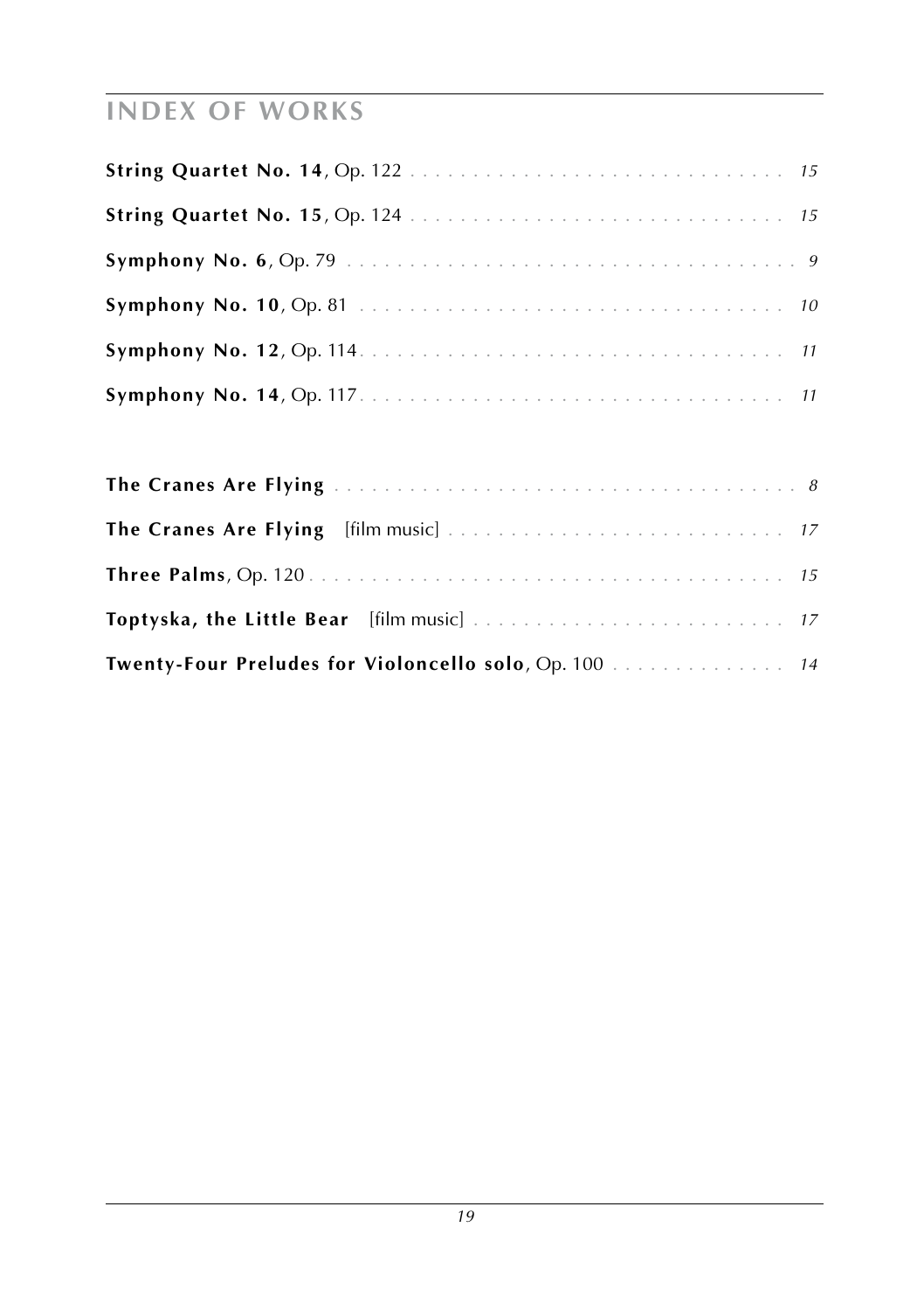## INDEX OF WORKS

**String Quartet No. 14**, Op. 122 . . . . . . . . . . . . . . . . . . . . . . . . . . . . . . *15*

**String Quartet No. 15**, Op. 124 . . . . . . . . . . . . . . . . . . . . . . . . . . . . . . *15*

**Symphony No. 6**, Op. 79 . . . . . . . . . . . . . . . . . . . . . . . . . . . . . . . . . . . . *9*

**Symphony No. 10**, Op. 81 . . . . . . . . . . . . . . . . . . . . . . . . . . . . . . . . . . *10*

**Symphony No. 12**, Op. 114. . . . . . . . . . . . . . . . . . . . . . . . . . . . . . . . . . *11*

**Symphony No. 14**, Op. 117. . . . . . . . . . . . . . . . . . . . . . . . . . . . . . . . . . *11*

**The Cranes Are Flying** . . . . . . . . . . . . . . . . . . . . . . . . . . . . . . . . . . . . . *8*

**The Cranes Are Flying** [film music] . . . . . . . . . . . . . . . . . . . . . . . . . . . *17*

**Three Palms**, Op. 120 . . . . . . . . . . . . . . . . . . . . . . . . . . . . . . . . . . . . . . *15*

**Toptyska, the Little Bear** [film music] . . . . . . . . . . . . . . . . . . . . . . . . . *17*

**Twenty-Four Preludes for Violoncello solo**, Op. 100 . . . . . . . . . . . . . . *14*